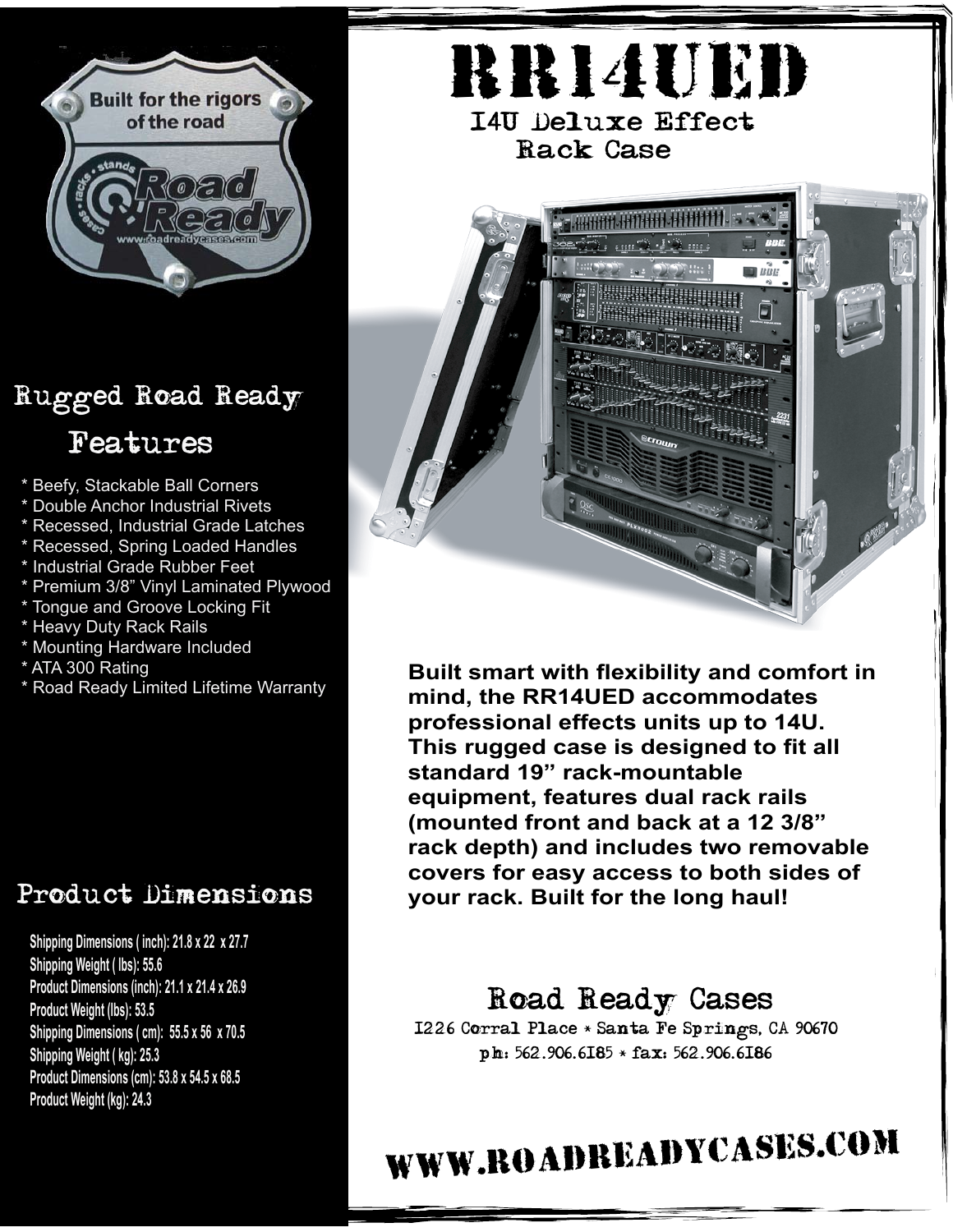# RR14UED

## 14U Deluxe Effect Rack Case

Built smart with flexibility and comfort in mind, the RR14UED accommodates professional effects units up to 14U. This rugged case is designed to fit all standard 19" rack-mountable equipment, features dual rack rails (mounted front and back at a 12 3/8" rack depth) and includes two removable covers for easy access to both sides of your rack. Built for the long haul!

## Rugged Road Ready Features

* Beefy, Stackable Ball Corners
* Double Anchor Industrial Rivets
* Recessed, Industrial Grade Latches
* Recessed, Spring Loaded Handles
* Industrial Grade Rubber Feet
* Premium 3/8" Vinyl Laminated Plywood
* Tongue and Groove Locking Fit
* Heavy Duty Rack Rails
* Mounting Hardware Included
* ATA 300 Rating
* Road Ready Limited Lifetime Warranty

## Product Dimensions

**Shipping Dimensions ( inch): 21.8 x 22 x 27.7**
**Shipping Weight ( lbs): 55.6**
**Product Dimensions (inch): 21.1 x 21.4 x 26.9**
**Product Weight (lbs): 53.5**
**Shipping Dimensions ( cm): 55.5 x 56 x 70.5**
**Shipping Weight ( kg): 25.3**
**Product Dimensions (cm): 53.8 x 54.5 x 68.5**
**Product Weight (kg): 24.3**

## Road Ready Cases

1226 Corral Place * Santa Fe Springs, CA 90670
ph: 562.906.6185 * fax: 562.906.6186

**WWW.ROADREADYCASES.COM**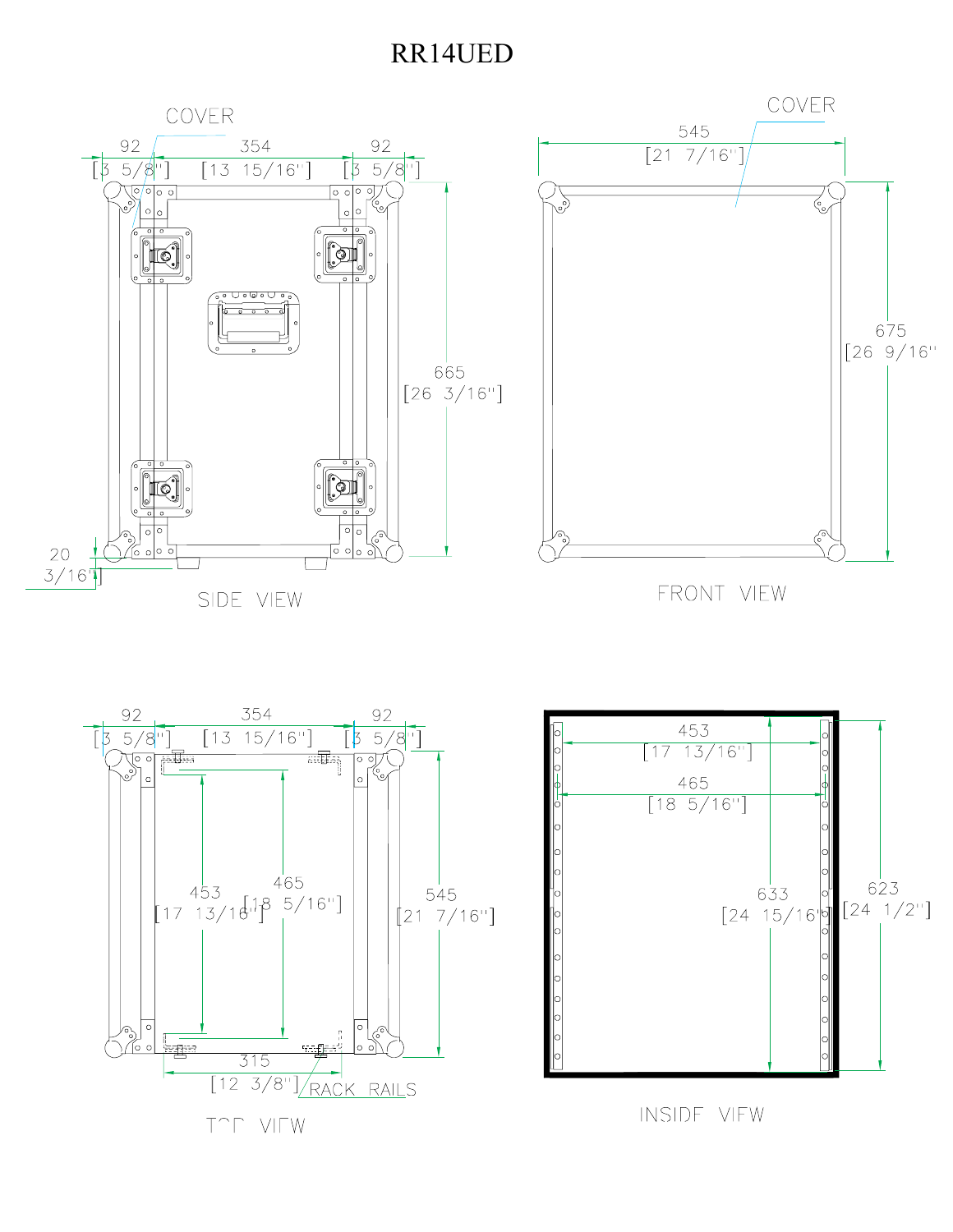# RR14UED

COVER

92
[3 5/8"]
354
[13 15/16"]
92
[3 5/8"]

665
[26 3/16"]

20
3/16"]

SIDE VIEW

COVER

545
[21 7/16"]

675
[26 9/16"

FRONT VIEW

92
[3 5/8"]
354
[13 15/16"]
92
[3 5/8"]

453
[17 13/16"]
465
[18 5/16"]
545
[21 7/16"]

315
[12 3/8"]
RACK RAILS

TOP VIEW

453
[17 13/16"]
465
[18 5/16"]
633
[24 15/16"]
623
[24 1/2"]

INSIDE VIEW